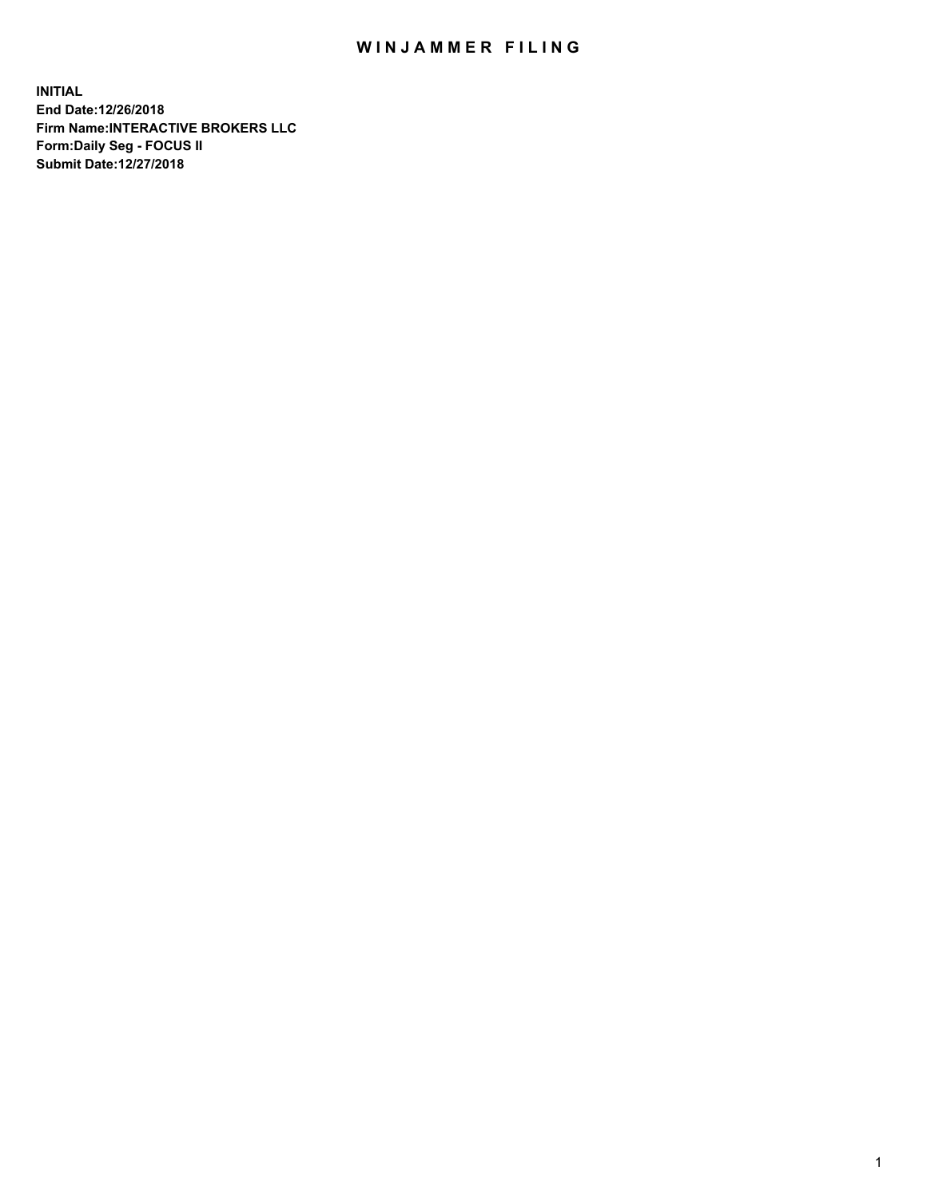# WINJAMMER FILING

**INITIAL**
**End Date:12/26/2018**
**Firm Name:INTERACTIVE BROKERS LLC**
**Form:Daily Seg - FOCUS II**
**Submit Date:12/27/2018**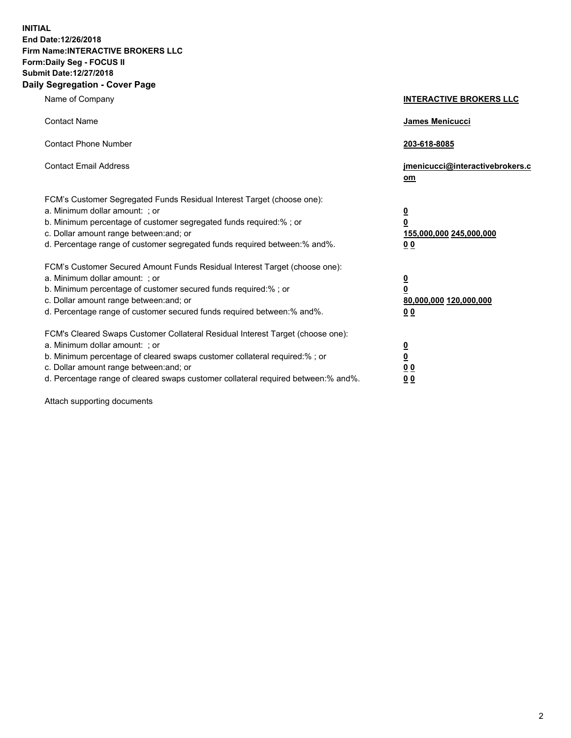**INITIAL**
**End Date:12/26/2018**
**Firm Name:INTERACTIVE BROKERS LLC**
**Form:Daily Seg - FOCUS II**
**Submit Date:12/27/2018**
**Daily Segregation - Cover Page**

| | |
|---|---|
| Name of Company | **INTERACTIVE BROKERS LLC** |
| Contact Name | **James Menicucci** |
| Contact Phone Number | **203-618-8085** |
| Contact Email Address | **jmenicucci@interactivebrokers.com** |
| FCM's Customer Segregated Funds Residual Interest Target (choose one): | |
| a. Minimum dollar amount: ; or | **0** |
| b. Minimum percentage of customer segregated funds required:% ; or | **0** |
| c. Dollar amount range between:and; or | **155,000,000 245,000,000** |
| d. Percentage range of customer segregated funds required between:% and%. | **0 0** |
| FCM's Customer Secured Amount Funds Residual Interest Target (choose one): | |
| a. Minimum dollar amount: ; or | **0** |
| b. Minimum percentage of customer secured funds required:% ; or | **0** |
| c. Dollar amount range between:and; or | **80,000,000 120,000,000** |
| d. Percentage range of customer secured funds required between:% and%. | **0 0** |
| FCM's Cleared Swaps Customer Collateral Residual Interest Target (choose one): | |
| a. Minimum dollar amount: ; or | **0** |
| b. Minimum percentage of cleared swaps customer collateral required:% ; or | **0** |
| c. Dollar amount range between:and; or | **0 0** |
| d. Percentage range of cleared swaps customer collateral required between:% and%. | **0 0** |

Attach supporting documents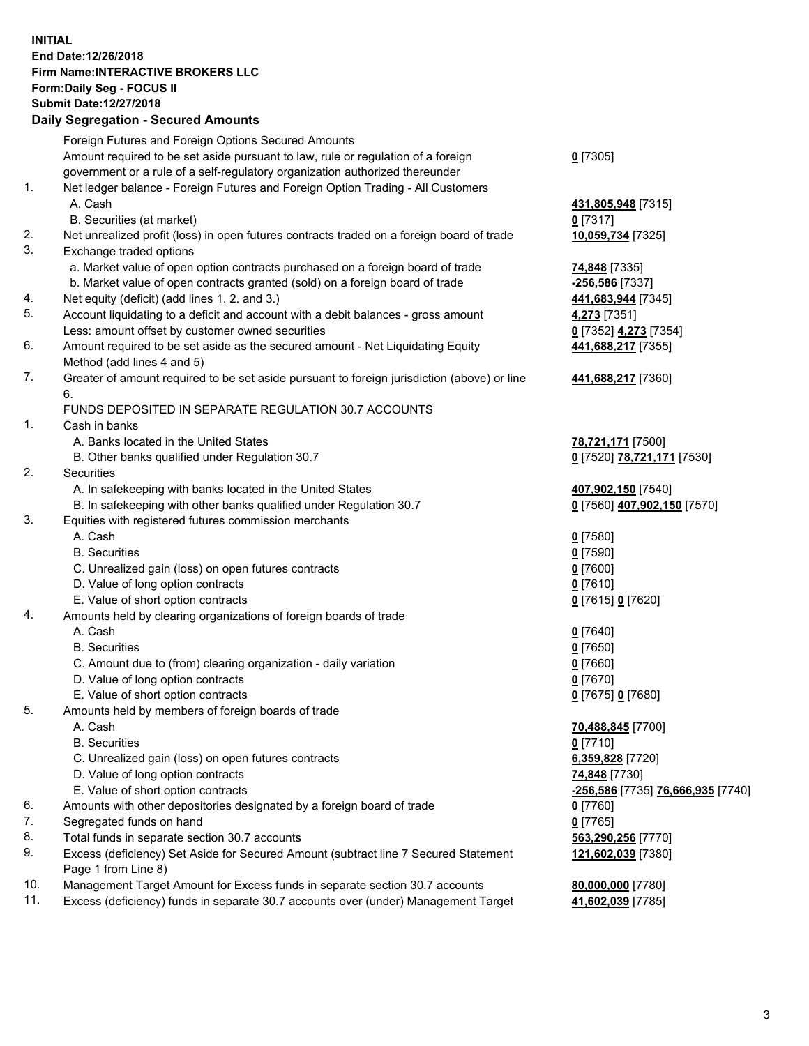**INITIAL**
**End Date:12/26/2018**
**Firm Name:INTERACTIVE BROKERS LLC**
**Form:Daily Seg - FOCUS II**
**Submit Date:12/27/2018**

## Daily Segregation - Secured Amounts

| | | |
|---|---|---|
| | Foreign Futures and Foreign Options Secured Amounts | |
| | Amount required to be set aside pursuant to law, rule or regulation of a foreign government or a rule of a self-regulatory organization authorized thereunder | **0** [7305] |
| 1. | Net ledger balance - Foreign Futures and Foreign Option Trading - All Customers | |
| | A. Cash | **431,805,948** [7315] |
| | B. Securities (at market) | **0** [7317] |
| 2. | Net unrealized profit (loss) in open futures contracts traded on a foreign board of trade | **10,059,734** [7325] |
| 3. | Exchange traded options | |
| | a. Market value of open option contracts purchased on a foreign board of trade | **74,848** [7335] |
| | b. Market value of open contracts granted (sold) on a foreign board of trade | **-256,586** [7337] |
| 4. | Net equity (deficit) (add lines 1. 2. and 3.) | **441,683,944** [7345] |
| 5. | Account liquidating to a deficit and account with a debit balances - gross amount | **4,273** [7351] |
| | Less: amount offset by customer owned securities | **0** [7352] **4,273** [7354] |
| 6. | Amount required to be set aside as the secured amount - Net Liquidating Equity Method (add lines 4 and 5) | **441,688,217** [7355] |
| 7. | Greater of amount required to be set aside pursuant to foreign jurisdiction (above) or line 6. | **441,688,217** [7360] |
| | FUNDS DEPOSITED IN SEPARATE REGULATION 30.7 ACCOUNTS | |
| 1. | Cash in banks | |
| | A. Banks located in the United States | **78,721,171** [7500] |
| | B. Other banks qualified under Regulation 30.7 | **0** [7520] **78,721,171** [7530] |
| 2. | Securities | |
| | A. In safekeeping with banks located in the United States | **407,902,150** [7540] |
| | B. In safekeeping with other banks qualified under Regulation 30.7 | **0** [7560] **407,902,150** [7570] |
| 3. | Equities with registered futures commission merchants | |
| | A. Cash | **0** [7580] |
| | B. Securities | **0** [7590] |
| | C. Unrealized gain (loss) on open futures contracts | **0** [7600] |
| | D. Value of long option contracts | **0** [7610] |
| | E. Value of short option contracts | **0** [7615] **0** [7620] |
| 4. | Amounts held by clearing organizations of foreign boards of trade | |
| | A. Cash | **0** [7640] |
| | B. Securities | **0** [7650] |
| | C. Amount due to (from) clearing organization - daily variation | **0** [7660] |
| | D. Value of long option contracts | **0** [7670] |
| | E. Value of short option contracts | **0** [7675] **0** [7680] |
| 5. | Amounts held by members of foreign boards of trade | |
| | A. Cash | **70,488,845** [7700] |
| | B. Securities | **0** [7710] |
| | C. Unrealized gain (loss) on open futures contracts | **6,359,828** [7720] |
| | D. Value of long option contracts | **74,848** [7730] |
| | E. Value of short option contracts | **-256,586** [7735] **76,666,935** [7740] |
| 6. | Amounts with other depositories designated by a foreign board of trade | **0** [7760] |
| 7. | Segregated funds on hand | **0** [7765] |
| 8. | Total funds in separate section 30.7 accounts | **563,290,256** [7770] |
| 9. | Excess (deficiency) Set Aside for Secured Amount (subtract line 7 Secured Statement Page 1 from Line 8) | **121,602,039** [7380] |
| 10. | Management Target Amount for Excess funds in separate section 30.7 accounts | **80,000,000** [7780] |
| 11. | Excess (deficiency) funds in separate 30.7 accounts over (under) Management Target | **41,602,039** [7785] |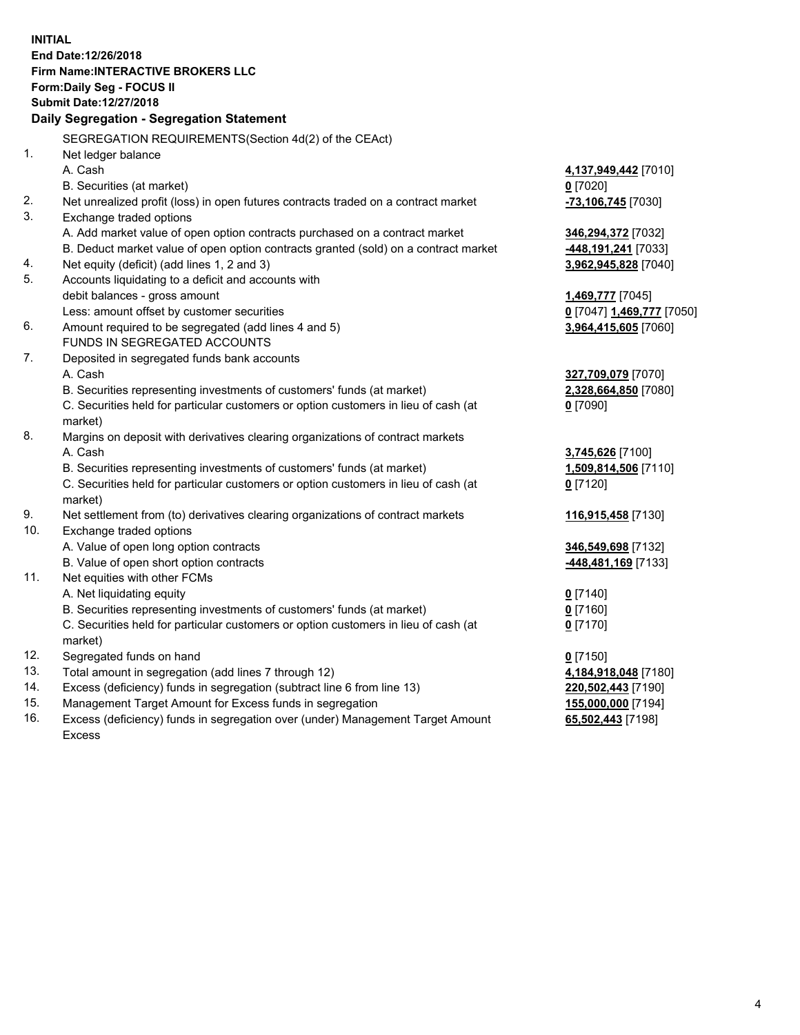**INITIAL**
**End Date:12/26/2018**
**Firm Name:INTERACTIVE BROKERS LLC**
**Form:Daily Seg - FOCUS II**
**Submit Date:12/27/2018**

## Daily Segregation - Segregation Statement

SEGREGATION REQUIREMENTS(Section 4d(2) of the CEAct)

| | | |
|---|---|---|
| 1. | Net ledger balance | |
| | A. Cash | **4,137,949,442** [7010] |
| | B. Securities (at market) | **0** [7020] |
| 2. | Net unrealized profit (loss) in open futures contracts traded on a contract market | **-73,106,745** [7030] |
| 3. | Exchange traded options | |
| | A. Add market value of open option contracts purchased on a contract market | **346,294,372** [7032] |
| | B. Deduct market value of open option contracts granted (sold) on a contract market | **-448,191,241** [7033] |
| 4. | Net equity (deficit) (add lines 1, 2 and 3) | **3,962,945,828** [7040] |
| 5. | Accounts liquidating to a deficit and accounts with | |
| | debit balances - gross amount | **1,469,777** [7045] |
| | Less: amount offset by customer securities | **0** [7047] **1,469,777** [7050] |
| 6. | Amount required to be segregated (add lines 4 and 5) | **3,964,415,605** [7060] |
| | FUNDS IN SEGREGATED ACCOUNTS | |
| 7. | Deposited in segregated funds bank accounts | |
| | A. Cash | **327,709,079** [7070] |
| | B. Securities representing investments of customers' funds (at market) | **2,328,664,850** [7080] |
| | C. Securities held for particular customers or option customers in lieu of cash (at market) | **0** [7090] |
| 8. | Margins on deposit with derivatives clearing organizations of contract markets | |
| | A. Cash | **3,745,626** [7100] |
| | B. Securities representing investments of customers' funds (at market) | **1,509,814,506** [7110] |
| | C. Securities held for particular customers or option customers in lieu of cash (at market) | **0** [7120] |
| 9. | Net settlement from (to) derivatives clearing organizations of contract markets | **116,915,458** [7130] |
| 10. | Exchange traded options | |
| | A. Value of open long option contracts | **346,549,698** [7132] |
| | B. Value of open short option contracts | **-448,481,169** [7133] |
| 11. | Net equities with other FCMs | |
| | A. Net liquidating equity | **0** [7140] |
| | B. Securities representing investments of customers' funds (at market) | **0** [7160] |
| | C. Securities held for particular customers or option customers in lieu of cash (at market) | **0** [7170] |
| 12. | Segregated funds on hand | **0** [7150] |
| 13. | Total amount in segregation (add lines 7 through 12) | **4,184,918,048** [7180] |
| 14. | Excess (deficiency) funds in segregation (subtract line 6 from line 13) | **220,502,443** [7190] |
| 15. | Management Target Amount for Excess funds in segregation | **155,000,000** [7194] |
| 16. | Excess (deficiency) funds in segregation over (under) Management Target Amount Excess | **65,502,443** [7198] |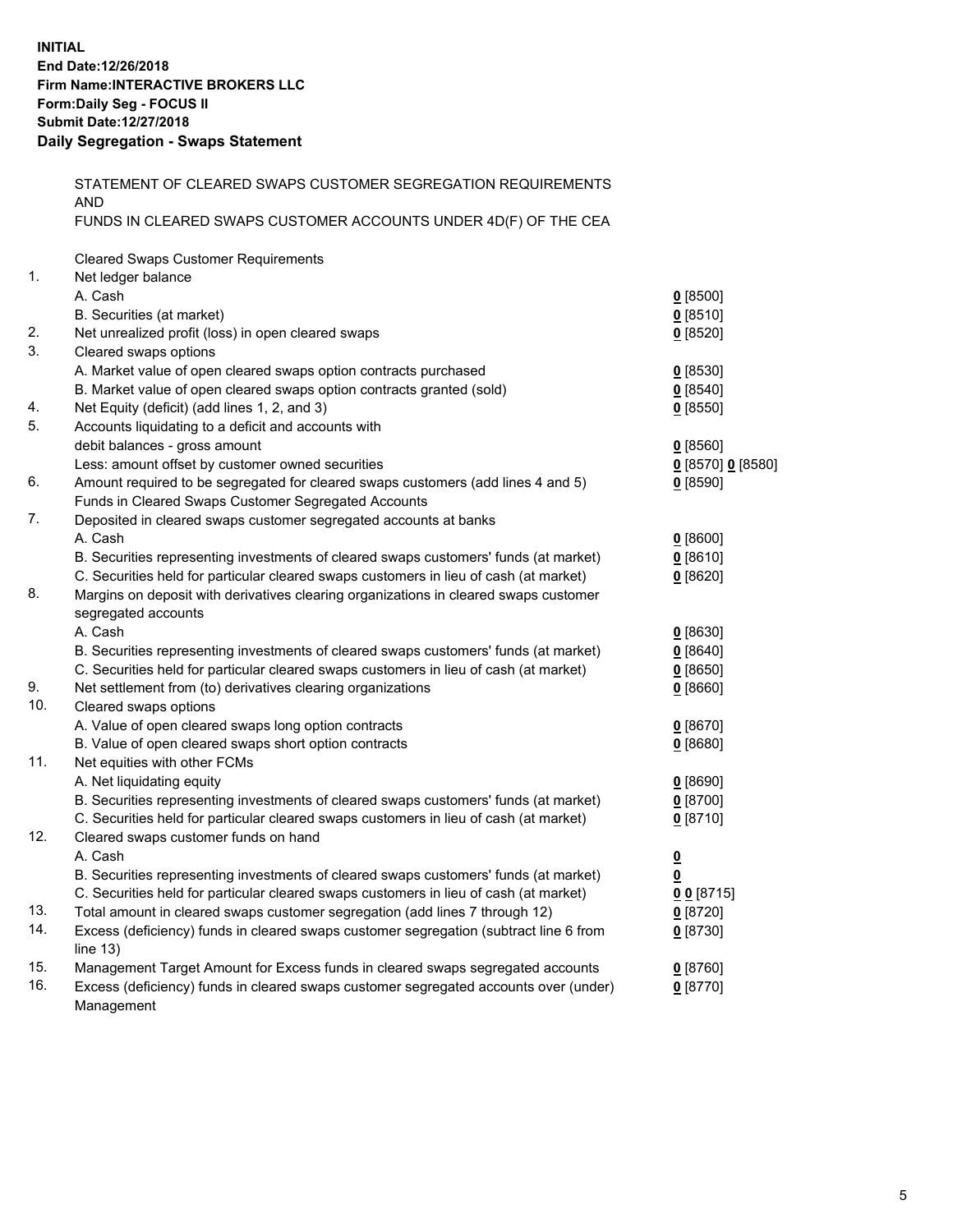**INITIAL**
**End Date:12/26/2018**
**Firm Name:INTERACTIVE BROKERS LLC**
**Form:Daily Seg - FOCUS II**
**Submit Date:12/27/2018**
**Daily Segregation - Swaps Statement**

STATEMENT OF CLEARED SWAPS CUSTOMER SEGREGATION REQUIREMENTS AND FUNDS IN CLEARED SWAPS CUSTOMER ACCOUNTS UNDER 4D(F) OF THE CEA

| | | |
|---|---|---|
| | Cleared Swaps Customer Requirements | |
| 1. | Net ledger balance | |
| | A. Cash | 0 [8500] |
| | B. Securities (at market) | 0 [8510] |
| 2. | Net unrealized profit (loss) in open cleared swaps | 0 [8520] |
| 3. | Cleared swaps options | |
| | A. Market value of open cleared swaps option contracts purchased | 0 [8530] |
| | B. Market value of open cleared swaps option contracts granted (sold) | 0 [8540] |
| 4. | Net Equity (deficit) (add lines 1, 2, and 3) | 0 [8550] |
| 5. | Accounts liquidating to a deficit and accounts with debit balances - gross amount | 0 [8560] |
| | Less: amount offset by customer owned securities | 0 [8570] 0 [8580] |
| 6. | Amount required to be segregated for cleared swaps customers (add lines 4 and 5) | 0 [8590] |
| | Funds in Cleared Swaps Customer Segregated Accounts | |
| 7. | Deposited in cleared swaps customer segregated accounts at banks | |
| | A. Cash | 0 [8600] |
| | B. Securities representing investments of cleared swaps customers' funds (at market) | 0 [8610] |
| | C. Securities held for particular cleared swaps customers in lieu of cash (at market) | 0 [8620] |
| 8. | Margins on deposit with derivatives clearing organizations in cleared swaps customer segregated accounts | |
| | A. Cash | 0 [8630] |
| | B. Securities representing investments of cleared swaps customers' funds (at market) | 0 [8640] |
| | C. Securities held for particular cleared swaps customers in lieu of cash (at market) | 0 [8650] |
| 9. | Net settlement from (to) derivatives clearing organizations | 0 [8660] |
| 10. | Cleared swaps options | |
| | A. Value of open cleared swaps long option contracts | 0 [8670] |
| | B. Value of open cleared swaps short option contracts | 0 [8680] |
| 11. | Net equities with other FCMs | |
| | A. Net liquidating equity | 0 [8690] |
| | B. Securities representing investments of cleared swaps customers' funds (at market) | 0 [8700] |
| | C. Securities held for particular cleared swaps customers in lieu of cash (at market) | 0 [8710] |
| 12. | Cleared swaps customer funds on hand | |
| | A. Cash | 0 |
| | B. Securities representing investments of cleared swaps customers' funds (at market) | 0 |
| | C. Securities held for particular cleared swaps customers in lieu of cash (at market) | 0 0 [8715] |
| 13. | Total amount in cleared swaps customer segregation (add lines 7 through 12) | 0 [8720] |
| 14. | Excess (deficiency) funds in cleared swaps customer segregation (subtract line 6 from line 13) | 0 [8730] |
| 15. | Management Target Amount for Excess funds in cleared swaps segregated accounts | 0 [8760] |
| 16. | Excess (deficiency) funds in cleared swaps customer segregated accounts over (under) Management | 0 [8770] |